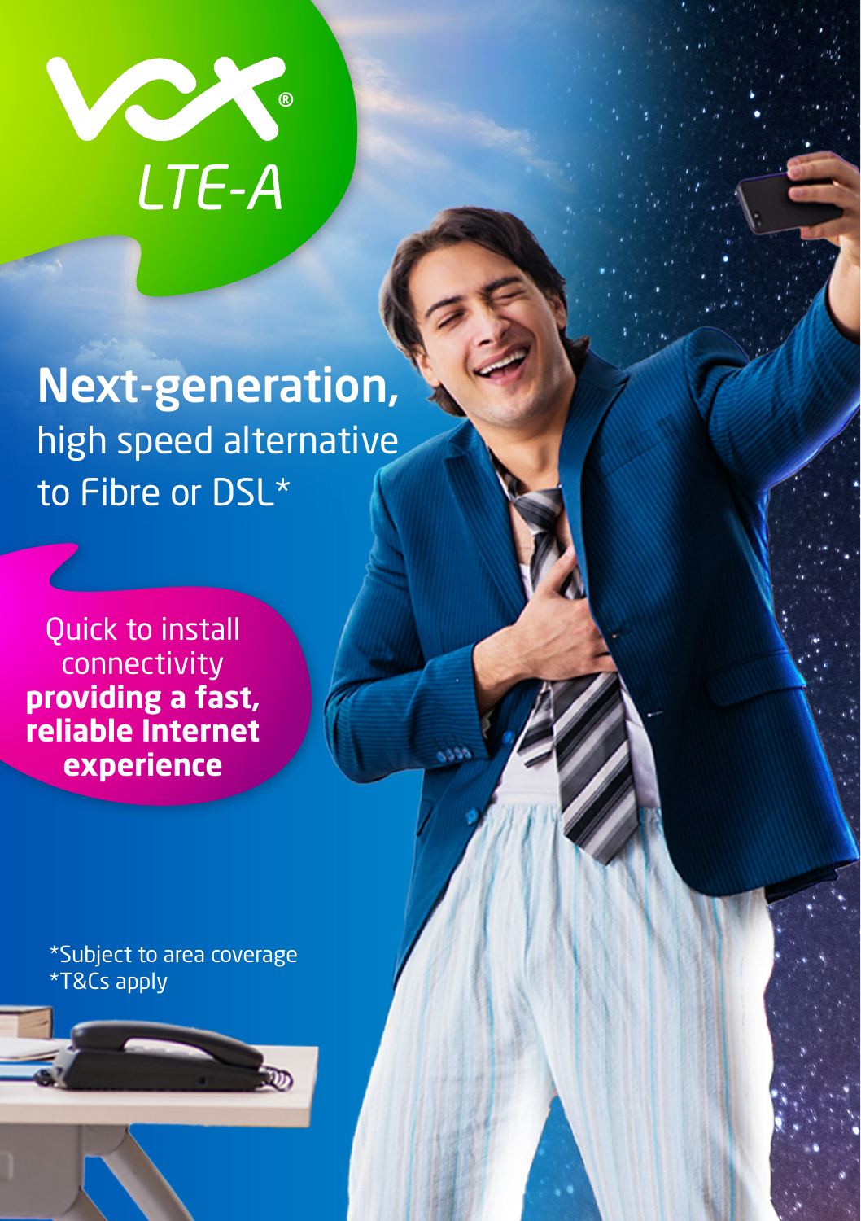# LTE-A

## **Next-generation,** high speed alternative to Fibre or DSL*

Quick to install connectivity **providing a fast, reliable Internet experience**

*Subject to area coverage
*T&Cs apply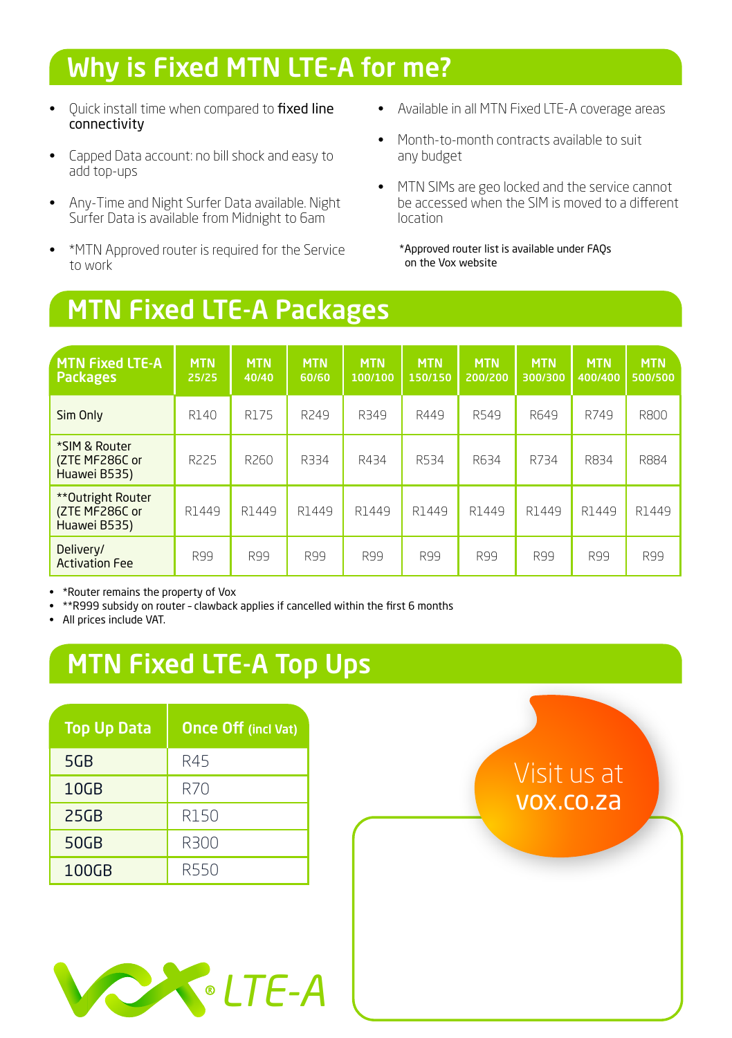## Why is Fixed MTN LTE-A for me?

- Quick install time when compared to fixed line connectivity
- Capped Data account: no bill shock and easy to add top-ups
- Any-Time and Night Surfer Data available. Night Surfer Data is available from Midnight to 6am
- *MTN Approved router is required for the Service to work
- Available in all MTN Fixed LTE-A coverage areas
- Month-to-month contracts available to suit any budget
- MTN SIMs are geo locked and the service cannot be accessed when the SIM is moved to a different location

*Approved router list is available under FAQs on the Vox website

## MTN Fixed LTE-A Packages

| MTN Fixed LTE-A Packages | MTN 25/25 | MTN 40/40 | MTN 60/60 | MTN 100/100 | MTN 150/150 | MTN 200/200 | MTN 300/300 | MTN 400/400 | MTN 500/500 |
|---|---|---|---|---|---|---|---|---|---|
| Sim Only | R140 | R175 | R249 | R349 | R449 | R549 | R649 | R749 | R800 |
| *SIM & Router (ZTE MF286C or Huawei B535) | R225 | R260 | R334 | R434 | R534 | R634 | R734 | R834 | R884 |
| **Outright Router (ZTE MF286C or Huawei B535) | R1449 | R1449 | R1449 | R1449 | R1449 | R1449 | R1449 | R1449 | R1449 |
| Delivery/ Activation Fee | R99 | R99 | R99 | R99 | R99 | R99 | R99 | R99 | R99 |

- *Router remains the property of Vox
- **R999 subsidy on router - clawback applies if cancelled within the first 6 months
- All prices include VAT.

## MTN Fixed LTE-A Top Ups

| Top Up Data | Once Off (incl Vat) |
|---|---|
| 5GB | R45 |
| 10GB | R70 |
| 25GB | R150 |
| 50GB | R300 |
| 100GB | R550 |

Visit us at vox.co.za

VOX® LTE-A